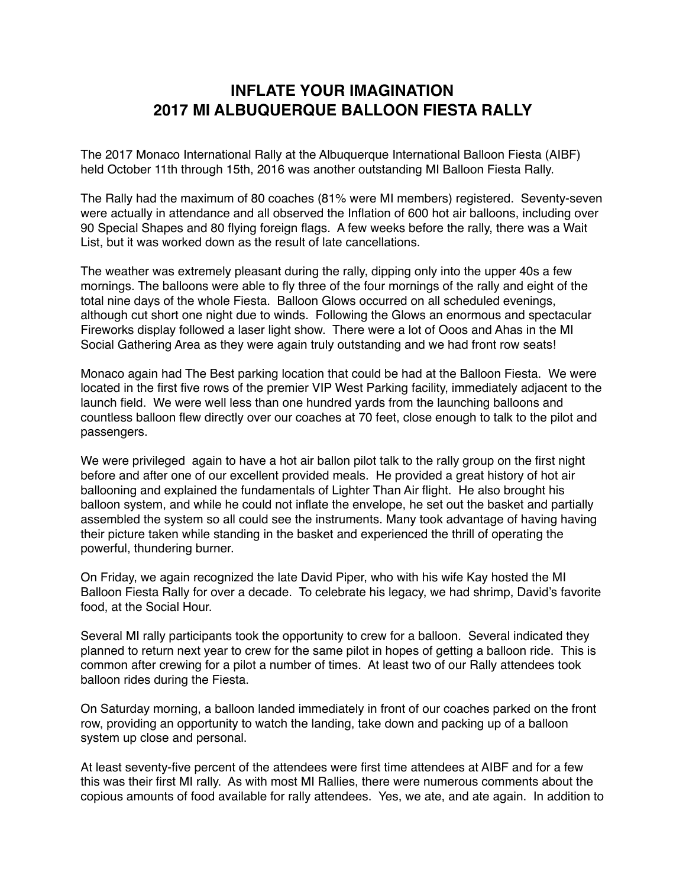# INFLATE YOUR IMAGINATION
# 2017 MI ALBUQUERQUE BALLOON FIESTA RALLY

The 2017 Monaco International Rally at the Albuquerque International Balloon Fiesta (AIBF) held October 11th through 15th, 2016 was another outstanding MI Balloon Fiesta Rally.

The Rally had the maximum of 80 coaches (81% were MI members) registered. Seventy-seven were actually in attendance and all observed the Inflation of 600 hot air balloons, including over 90 Special Shapes and 80 flying foreign flags. A few weeks before the rally, there was a Wait List, but it was worked down as the result of late cancellations.

The weather was extremely pleasant during the rally, dipping only into the upper 40s a few mornings. The balloons were able to fly three of the four mornings of the rally and eight of the total nine days of the whole Fiesta. Balloon Glows occurred on all scheduled evenings, although cut short one night due to winds. Following the Glows an enormous and spectacular Fireworks display followed a laser light show. There were a lot of Ooos and Ahas in the MI Social Gathering Area as they were again truly outstanding and we had front row seats!

Monaco again had The Best parking location that could be had at the Balloon Fiesta. We were located in the first five rows of the premier VIP West Parking facility, immediately adjacent to the launch field. We were well less than one hundred yards from the launching balloons and countless balloon flew directly over our coaches at 70 feet, close enough to talk to the pilot and passengers.

We were privileged again to have a hot air ballon pilot talk to the rally group on the first night before and after one of our excellent provided meals. He provided a great history of hot air ballooning and explained the fundamentals of Lighter Than Air flight. He also brought his balloon system, and while he could not inflate the envelope, he set out the basket and partially assembled the system so all could see the instruments. Many took advantage of having having their picture taken while standing in the basket and experienced the thrill of operating the powerful, thundering burner.

On Friday, we again recognized the late David Piper, who with his wife Kay hosted the MI Balloon Fiesta Rally for over a decade. To celebrate his legacy, we had shrimp, David's favorite food, at the Social Hour.

Several MI rally participants took the opportunity to crew for a balloon. Several indicated they planned to return next year to crew for the same pilot in hopes of getting a balloon ride. This is common after crewing for a pilot a number of times. At least two of our Rally attendees took balloon rides during the Fiesta.

On Saturday morning, a balloon landed immediately in front of our coaches parked on the front row, providing an opportunity to watch the landing, take down and packing up of a balloon system up close and personal.

At least seventy-five percent of the attendees were first time attendees at AIBF and for a few this was their first MI rally. As with most MI Rallies, there were numerous comments about the copious amounts of food available for rally attendees. Yes, we ate, and ate again. In addition to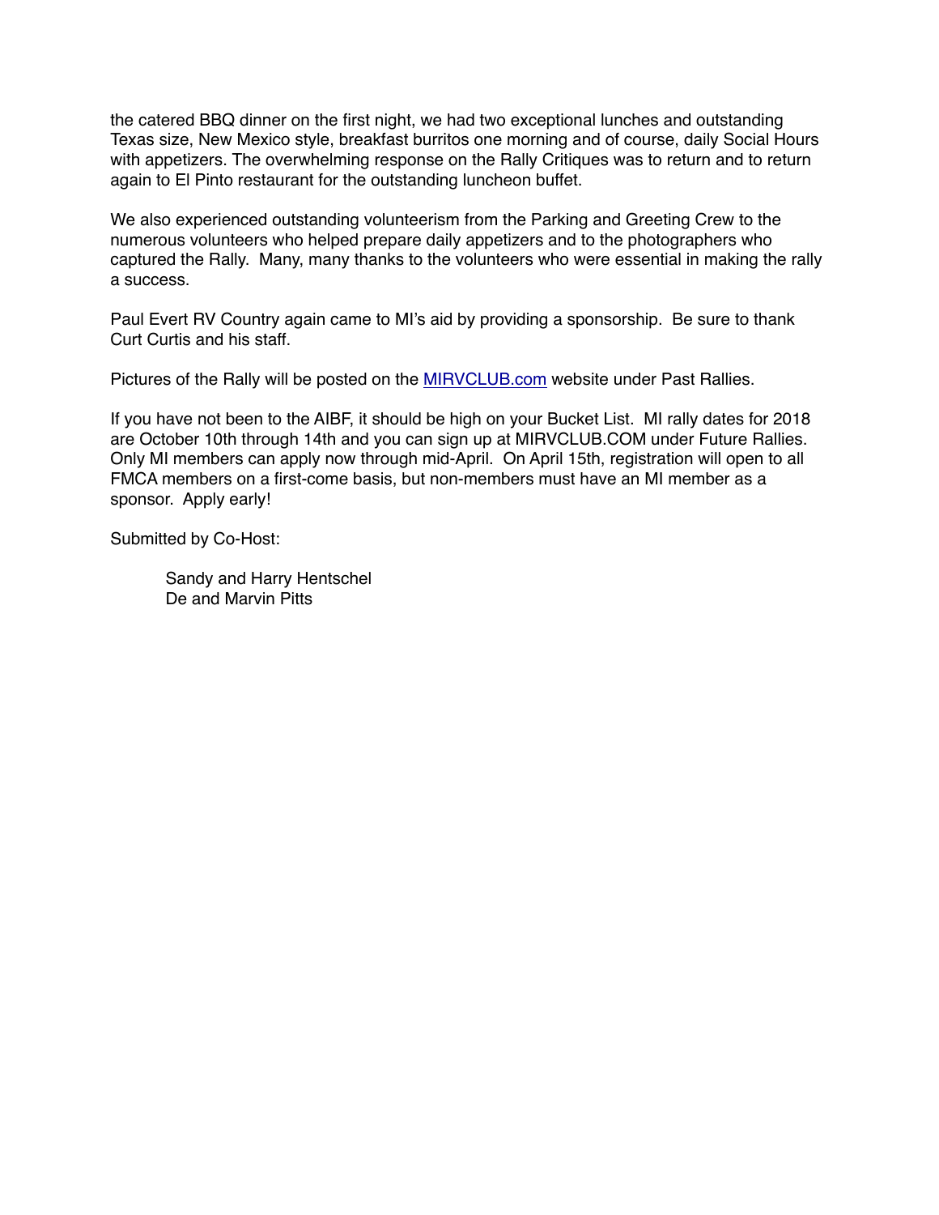the catered BBQ dinner on the first night, we had two exceptional lunches and outstanding Texas size, New Mexico style, breakfast burritos one morning and of course, daily Social Hours with appetizers. The overwhelming response on the Rally Critiques was to return and to return again to El Pinto restaurant for the outstanding luncheon buffet.

We also experienced outstanding volunteerism from the Parking and Greeting Crew to the numerous volunteers who helped prepare daily appetizers and to the photographers who captured the Rally. Many, many thanks to the volunteers who were essential in making the rally a success.

Paul Evert RV Country again came to MI's aid by providing a sponsorship. Be sure to thank Curt Curtis and his staff.

Pictures of the Rally will be posted on the MIRVCLUB.com website under Past Rallies.

If you have not been to the AIBF, it should be high on your Bucket List. MI rally dates for 2018 are October 10th through 14th and you can sign up at MIRVCLUB.COM under Future Rallies. Only MI members can apply now through mid-April. On April 15th, registration will open to all FMCA members on a first-come basis, but non-members must have an MI member as a sponsor. Apply early!

Submitted by Co-Host:

Sandy and Harry Hentschel
De and Marvin Pitts